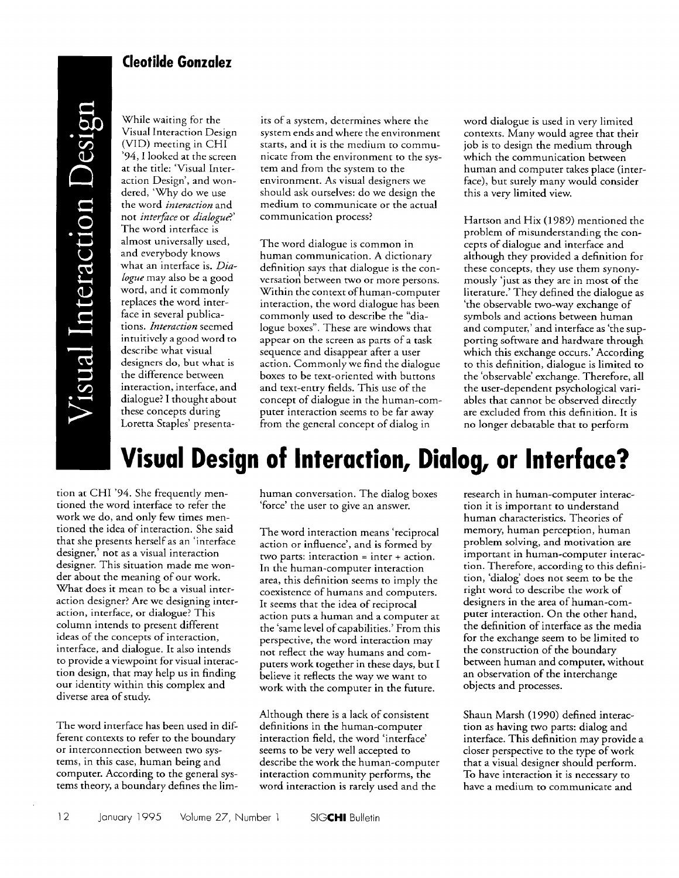# Visual Design of Interaction, Dialog, or Interface?

**Cleotilde Gonzalez**

While waiting for the Visual Interaction Design (VID) meeting in CHI '94, I looked at the screen at the title: 'Visual Interaction Design', and wondered, 'Why do we use the word *interaction* and not *interface* or *dialogue*?' The word interface is almost universally used, and everybody knows what an interface is. *Dialogue* may also be a good word, and it commonly replaces the word interface in several publications. *Interaction* seemed intuitively a good word to describe what visual designers do, but what is the difference between interaction, interface, and dialogue? I thought about these concepts during Loretta Staples' presentation at CHI '94. She frequently mentioned the word interface to refer the work we do, and only few times mentioned the idea of interaction. She said that she presents herself as an 'interface designer,' not as a visual interaction designer. This situation made me wonder about the meaning of our work. What does it mean to be a visual interaction designer? Are we designing interaction, interface, or dialogue? This column intends to present different ideas of the concepts of interaction, interface, and dialogue. It also intends to provide a viewpoint for visual interaction design, that may help us in finding our identity within this complex and diverse area of study.

The word interface has been used in different contexts to refer to the boundary or interconnection between two systems, in this case, human being and computer. According to the general systems theory, a boundary defines the limits of a system, determines where the system ends and where the environment starts, and it is the medium to communicate from the environment to the system and from the system to the environment. As visual designers we should ask ourselves: do we design the medium to communicate or the actual communication process?

The word dialogue is common in human communication. A dictionary definition says that dialogue is the conversation between two or more persons. Within the context of human-computer interaction, the word dialogue has been commonly used to describe the "dialogue boxes". These are windows that appear on the screen as parts of a task sequence and disappear after a user action. Commonly we find the dialogue boxes to be text-oriented with buttons and text-entry fields. This use of the concept of dialogue in the human-computer interaction seems to be far away from the general concept of dialog in human conversation. The dialog boxes 'force' the user to give an answer.

The word interaction means 'reciprocal action or influence', and is formed by two parts: interaction = inter + action. In the human-computer interaction area, this definition seems to imply the coexistence of humans and computers. It seems that the idea of reciprocal action puts a human and a computer at the 'same level of capabilities.' From this perspective, the word interaction may not reflect the way humans and computers work together in these days, but I believe it reflects the way we want to work with the computer in the future.

Although there is a lack of consistent definitions in the human-computer interaction field, the word 'interface' seems to be very well accepted to describe the work the human-computer interaction community performs, the word interaction is rarely used and the word dialogue is used in very limited contexts. Many would agree that their job is to design the medium through which the communication between human and computer takes place (interface), but surely many would consider this a very limited view.

Hartson and Hix (1989) mentioned the problem of misunderstanding the concepts of dialogue and interface and although they provided a definition for these concepts, they use them synonymously 'just as they are in most of the literature.' They defined the dialogue as 'the observable two-way exchange of symbols and actions between human and computer,' and interface as 'the supporting software and hardware through which this exchange occurs.' According to this definition, dialogue is limited to the 'observable' exchange. Therefore, all the user-dependent psychological variables that cannot be observed directly are excluded from this definition. It is no longer debatable that to perform research in human-computer interaction it is important to understand human characteristics. Theories of memory, human perception, human problem solving, and motivation are important in human-computer interaction. Therefore, according to this definition, 'dialog' does not seem to be the right word to describe the work of designers in the area of human-computer interaction. On the other hand, the definition of interface as the media for the exchange seem to be limited to the construction of the boundary between human and computer, without an observation of the interchange objects and processes.

Shaun Marsh (1990) defined interaction as having two parts: dialog and interface. This definition may provide a closer perspective to the type of work that a visual designer should perform. To have interaction it is necessary to have a medium to communicate and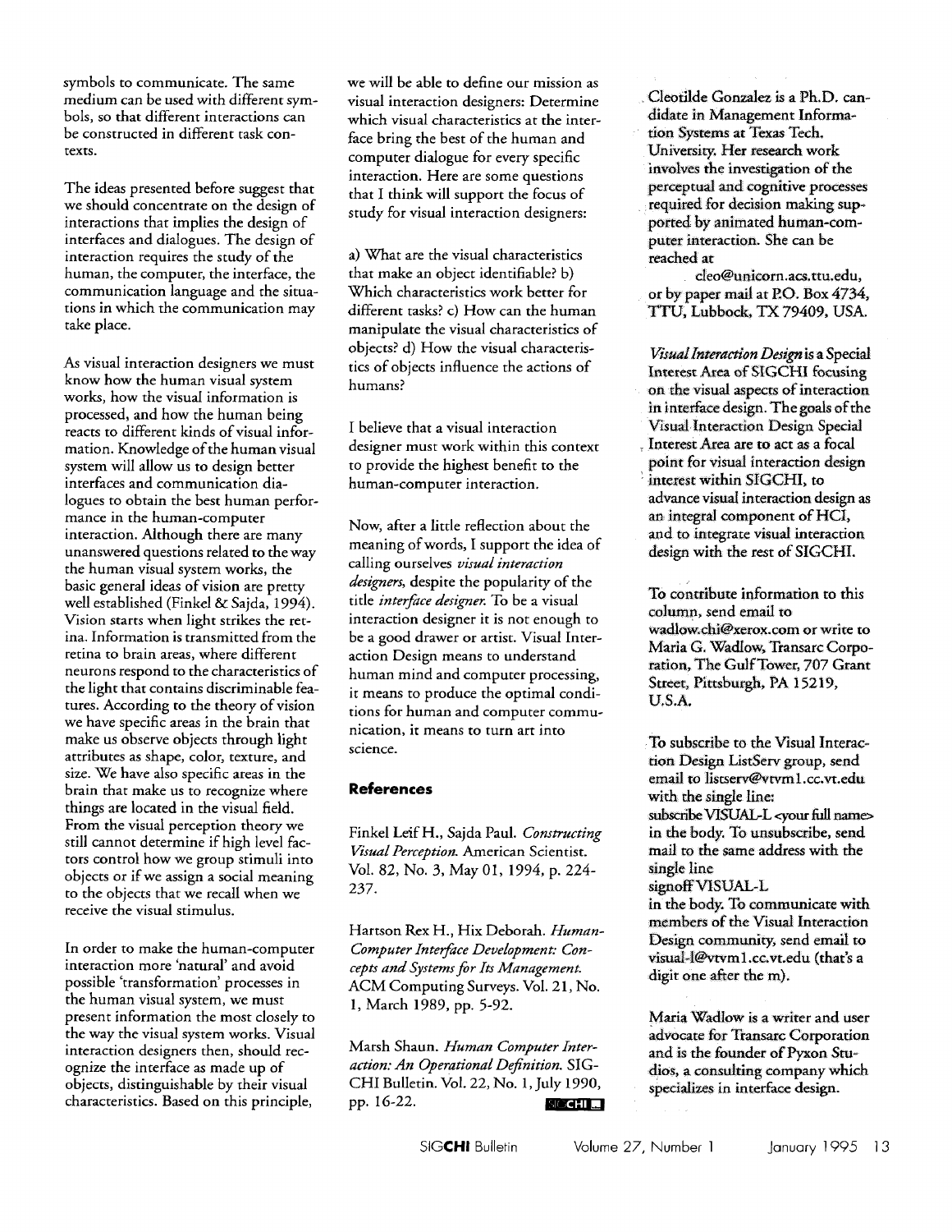symbols to communicate. The same medium can be used with different symbols, so that different interactions can be constructed in different task contexts.

The ideas presented before suggest that we should concentrate on the design of interactions that implies the design of interfaces and dialogues. The design of interaction requires the study of the human, the computer, the interface, the communication language and the situations in which the communication may take place.

As visual interaction designers we must know how the human visual system works, how the visual information is processed, and how the human being reacts to different kinds of visual information. Knowledge of the human visual system will allow us to design better interfaces and communication dialogues to obtain the best human performance in the human-computer interaction. Although there are many unanswered questions related to the way the human visual system works, the basic general ideas of vision are pretty well established (Finkel & Sajda, 1994). Vision starts when light strikes the retina. Information is transmitted from the retina to brain areas, where different neurons respond to the characteristics of the light that contains discriminable features. According to the theory of vision we have specific areas in the brain that make us observe objects through light attributes as shape, color, texture, and size. We have also specific areas in the brain that make us to recognize where things are located in the visual field. From the visual perception theory we still cannot determine if high level factors control how we group stimuli into objects or if we assign a social meaning to the objects that we recall when we receive the visual stimulus.

In order to make the human-computer interaction more 'natural' and avoid possible 'transformation' processes in the human visual system, we must present information the most closely to the way the visual system works. Visual interaction designers then, should recognize the interface as made up of objects, distinguishable by their visual characteristics. Based on this principle, we will be able to define our mission as visual interaction designers: Determine which visual characteristics at the interface bring the best of the human and computer dialogue for every specific interaction. Here are some questions that I think will support the focus of study for visual interaction designers:

a) What are the visual characteristics that make an object identifiable? b) Which characteristics work better for different tasks? c) How can the human manipulate the visual characteristics of objects? d) How the visual characteristics of objects influence the actions of humans?

I believe that a visual interaction designer must work within this context to provide the highest benefit to the human-computer interaction.

Now, after a little reflection about the meaning of words, I support the idea of calling ourselves *visual interaction designers*, despite the popularity of the title *interface designer*. To be a visual interaction designer it is not enough to be a good drawer or artist. Visual Interaction Design means to understand human mind and computer processing, it means to produce the optimal conditions for human and computer communication, it means to turn art into science.

## References

Finkel Leif H., Sajda Paul. *Constructing Visual Perception*. American Scientist. Vol. 82, No. 3, May 01, 1994, p. 224-237.

Hartson Rex H., Hix Deborah. *Human-Computer Interface Development: Concepts and Systems for Its Management*. ACM Computing Surveys. Vol. 21, No. 1, March 1989, pp. 5-92.

Marsh Shaun. *Human Computer Interaction: An Operational Definition*. SIGCHI Bulletin. Vol. 22, No. 1, July 1990, pp. 16-22.

Cleotilde Gonzalez is a Ph.D. candidate in Management Information Systems at Texas Tech. University. Her research work involves the investigation of the perceptual and cognitive processes required for decision making supported by animated human-computer interaction. She can be reached at cleo@unicorn.acs.ttu.edu, or by paper mail at P.O. Box 4734, TTU, Lubbock, TX 79409, USA.

*Visual Interaction Design* is a Special Interest Area of SIGCHI focusing on the visual aspects of interaction in interface design. The goals of the Visual Interaction Design Special Interest Area are to act as a focal point for visual interaction design interest within SIGCHI, to advance visual interaction design as an integral component of HCI, and to integrate visual interaction design with the rest of SIGCHI.

To contribute information to this column, send email to wadlow.chi@xerox.com or write to Maria G. Wadlow, Transarc Corporation, The Gulf Tower, 707 Grant Street, Pittsburgh, PA 15219, U.S.A.

To subscribe to the Visual Interaction Design ListServ group, send email to listserv@vtvm1.cc.vt.edu with the single line:
subscribe VISUAL-L <your full name>
in the body. To unsubscribe, send mail to the same address with the single line
signoff VISUAL-L
in the body. To communicate with members of the Visual Interaction Design community, send email to visual-l@vtvm1.cc.vt.edu (that's a digit one after the m).

Maria Wadlow is a writer and user advocate for Transarc Corporation and is the founder of Pyxon Studios, a consulting company which specializes in interface design.